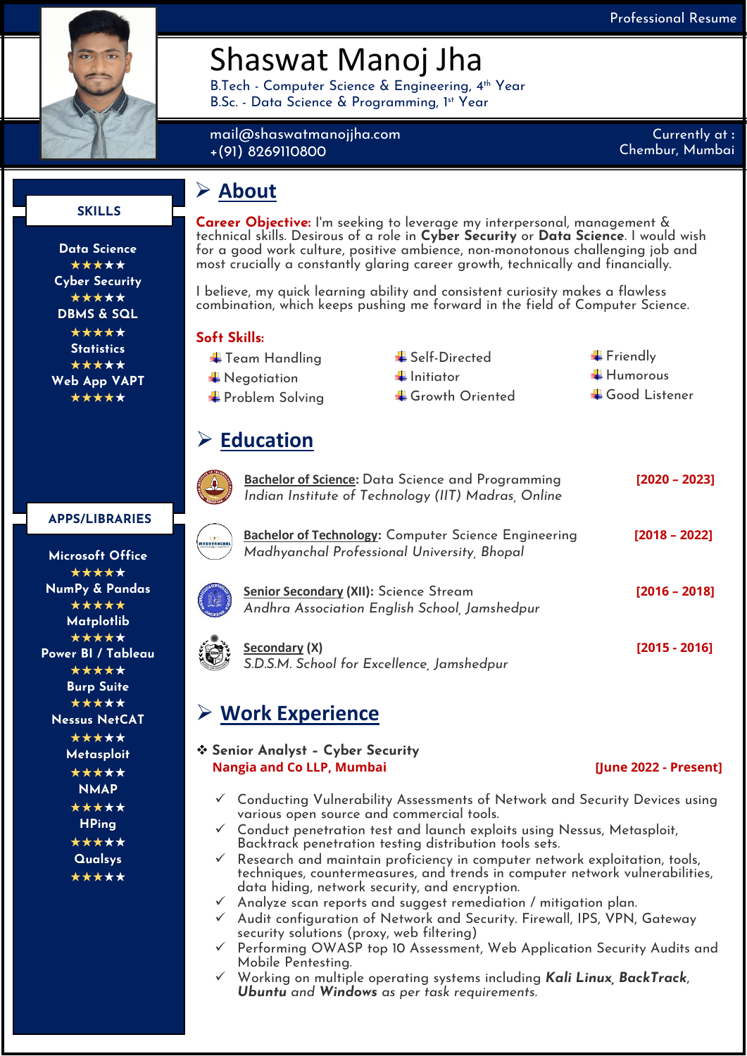Professional Resume

# Shaswat Manoj Jha

B.Tech - Computer Science & Engineering, 4th Year
B.Sc. - Data Science & Programming, 1st Year

mail@shaswatmanojjha.com
+(91) 8269110800

Currently at : Chembur, Mumbai

## SKILLS

**Data Science**
★★★★★

**Cyber Security**
★★★★★

**DBMS & SQL**
★★★★★

**Statistics**
★★★★★

**Web App VAPT**
★★★★★

## APPS/LIBRARIES

**Microsoft Office**
★★★★★

**NumPy & Pandas**
★★★★★

**Matplotlib**
★★★★★

**Power BI / Tableau**
★★★★★

**Burp Suite**
★★★★★

**Nessus NetCAT**
★★★★★

**Metasploit**
★★★★★

**NMAP**
★★★★★

**HPing**
★★★★★

**Qualsys**
★★★★★

## About

**Career Objective:** I'm seeking to leverage my interpersonal, management & technical skills. Desirous of a role in **Cyber Security** or **Data Science**. I would wish for a good work culture, positive ambience, non-monotonous challenging job and most crucially a constantly glaring career growth, technically and financially.

I believe, my quick learning ability and consistent curiosity makes a flawless combination, which keeps pushing me forward in the field of Computer Science.

**Soft Skills:**

- Team Handling
- Negotiation
- Problem Solving
- Self-Directed
- Initiator
- Growth Oriented
- Friendly
- Humorous
- Good Listener

## Education

**Bachelor of Science:** Data Science and Programming **[2020 – 2023]**
*Indian Institute of Technology (IIT) Madras, Online*

**Bachelor of Technology:** Computer Science Engineering **[2018 – 2022]**
*Madhyanchal Professional University, Bhopal*

**Senior Secondary (XII):** Science Stream **[2016 – 2018]**
*Andhra Association English School, Jamshedpur*

**Secondary (X)** **[2015 - 2016]**
*S.D.S.M. School for Excellence, Jamshedpur*

## Work Experience

❖ **Senior Analyst - Cyber Security**
**Nangia and Co LLP, Mumbai** **[June 2022 - Present]**

- ✓ Conducting Vulnerability Assessments of Network and Security Devices using various open source and commercial tools.
- ✓ Conduct penetration test and launch exploits using Nessus, Metasploit, Backtrack penetration testing distribution tools sets.
- ✓ Research and maintain proficiency in computer network exploitation, tools, techniques, countermeasures, and trends in computer network vulnerabilities, data hiding, network security, and encryption.
- ✓ Analyze scan reports and suggest remediation / mitigation plan.
- ✓ Audit configuration of Network and Security. Firewall, IPS, VPN, Gateway security solutions (proxy, web filtering)
- ✓ Performing OWASP top 10 Assessment, Web Application Security Audits and Mobile Pentesting.
- ✓ Working on multiple operating systems including ***Kali Linux***, ***BackTrack***, ***Ubuntu*** *and* ***Windows*** *as per task requirements.*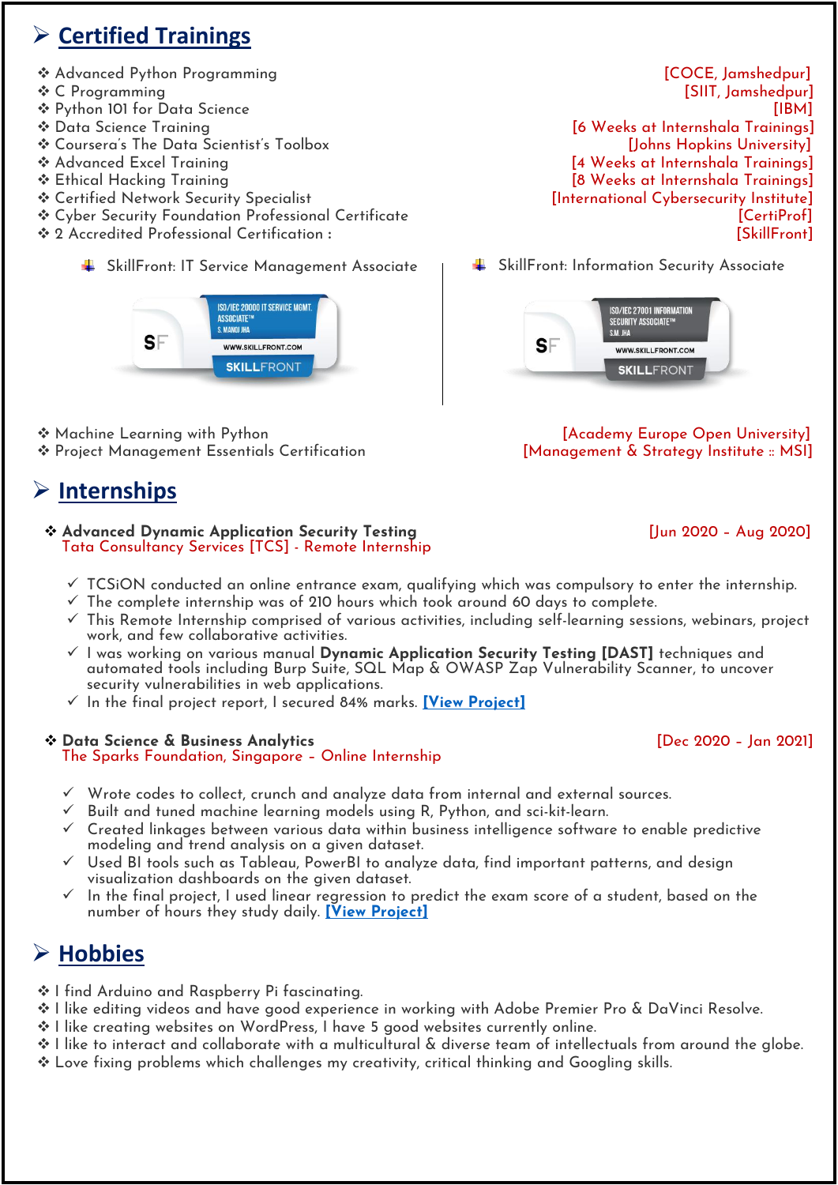## Certified Trainings

- Advanced Python Programming [COCE, Jamshedpur]
- C Programming [SIIT, Jamshedpur]
- Python 101 for Data Science [IBM]
- Data Science Training [6 Weeks at Internshala Trainings]
- Coursera's The Data Scientist's Toolbox [Johns Hopkins University]
- Advanced Excel Training [4 Weeks at Internshala Trainings]
- Ethical Hacking Training [8 Weeks at Internshala Trainings]
- Certified Network Security Specialist [International Cybersecurity Institute]
- Cyber Security Foundation Professional Certificate [CertiProf]
- 2 Accredited Professional Certification : [SkillFront]
  - SkillFront: IT Service Management Associate
  - SkillFront: Information Security Associate
- Machine Learning with Python [Academy Europe Open University]
- Project Management Essentials Certification [Management & Strategy Institute :: MSI]

## Internships

### Advanced Dynamic Application Security Testing [Jun 2020 – Aug 2020]

Tata Consultancy Services [TCS] - Remote Internship

- ✓ TCSiON conducted an online entrance exam, qualifying which was compulsory to enter the internship.
- ✓ The complete internship was of 210 hours which took around 60 days to complete.
- ✓ This Remote Internship comprised of various activities, including self-learning sessions, webinars, project work, and few collaborative activities.
- ✓ I was working on various manual **Dynamic Application Security Testing [DAST]** techniques and automated tools including Burp Suite, SQL Map & OWASP Zap Vulnerability Scanner, to uncover security vulnerabilities in web applications.
- ✓ In the final project report, I secured 84% marks. [View Project]

### Data Science & Business Analytics [Dec 2020 – Jan 2021]

The Sparks Foundation, Singapore – Online Internship

- ✓ Wrote codes to collect, crunch and analyze data from internal and external sources.
- ✓ Built and tuned machine learning models using R, Python, and sci-kit-learn.
- ✓ Created linkages between various data within business intelligence software to enable predictive modeling and trend analysis on a given dataset.
- ✓ Used BI tools such as Tableau, PowerBI to analyze data, find important patterns, and design visualization dashboards on the given dataset.
- ✓ In the final project, I used linear regression to predict the exam score of a student, based on the number of hours they study daily. [View Project]

## Hobbies

- I find Arduino and Raspberry Pi fascinating.
- I like editing videos and have good experience in working with Adobe Premier Pro & DaVinci Resolve.
- I like creating websites on WordPress, I have 5 good websites currently online.
- I like to interact and collaborate with a multicultural & diverse team of intellectuals from around the globe.
- Love fixing problems which challenges my creativity, critical thinking and Googling skills.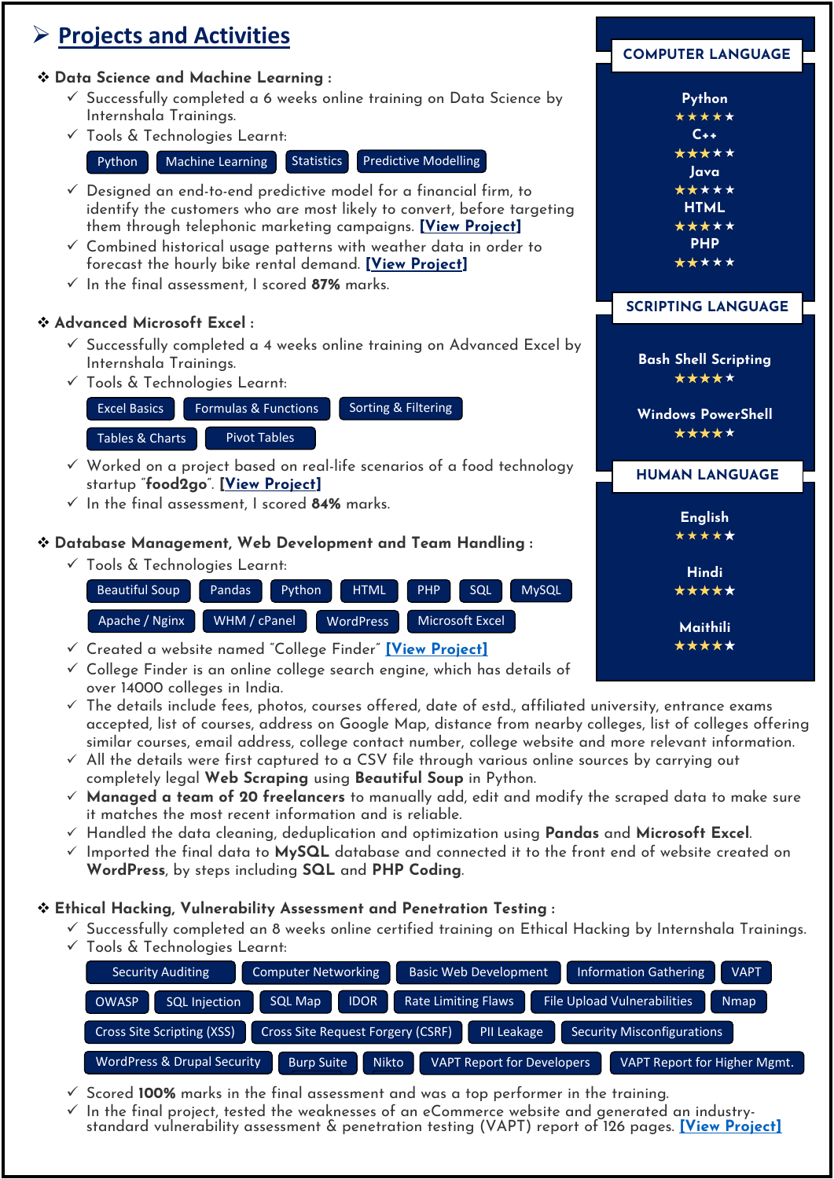## Projects and Activities

### Data Science and Machine Learning :

- ✓ Successfully completed a 6 weeks online training on Data Science by Internshala Trainings.
- ✓ Tools & Technologies Learnt:

  Python | Machine Learning | Statistics | Predictive Modelling

- ✓ Designed an end-to-end predictive model for a financial firm, to identify the customers who are most likely to convert, before targeting them through telephonic marketing campaigns. **[View Project]**
- ✓ Combined historical usage patterns with weather data in order to forecast the hourly bike rental demand. **[View Project]**
- ✓ In the final assessment, I scored **87%** marks.

### Advanced Microsoft Excel :

- ✓ Successfully completed a 4 weeks online training on Advanced Excel by Internshala Trainings.
- ✓ Tools & Technologies Learnt:

  Excel Basics | Formulas & Functions | Sorting & Filtering | Tables & Charts | Pivot Tables

- ✓ Worked on a project based on real-life scenarios of a food technology startup "**food2go**". **[View Project]**
- ✓ In the final assessment, I scored **84%** marks.

### Database Management, Web Development and Team Handling :

- ✓ Tools & Technologies Learnt:

  Beautiful Soup | Pandas | Python | HTML | PHP | SQL | MySQL | Apache / Nginx | WHM / cPanel | WordPress | Microsoft Excel

- ✓ Created a website named "College Finder" **[View Project]**
- ✓ College Finder is an online college search engine, which has details of over 14000 colleges in India.
- ✓ The details include fees, photos, courses offered, date of estd., affiliated university, entrance exams accepted, list of courses, address on Google Map, distance from nearby colleges, list of colleges offering similar courses, email address, college contact number, college website and more relevant information.
- ✓ All the details were first captured to a CSV file through various online sources by carrying out completely legal **Web Scraping** using **Beautiful Soup** in Python.
- ✓ **Managed a team of 20 freelancers** to manually add, edit and modify the scraped data to make sure it matches the most recent information and is reliable.
- ✓ Handled the data cleaning, deduplication and optimization using **Pandas** and **Microsoft Excel**.
- ✓ Imported the final data to **MySQL** database and connected it to the front end of website created on **WordPress**, by steps including **SQL** and **PHP Coding**.

### Ethical Hacking, Vulnerability Assessment and Penetration Testing :

- ✓ Successfully completed an 8 weeks online certified training on Ethical Hacking by Internshala Trainings.
- ✓ Tools & Technologies Learnt:

  Security Auditing | Computer Networking | Basic Web Development | Information Gathering | VAPT | OWASP | SQL Injection | SQL Map | IDOR | Rate Limiting Flaws | File Upload Vulnerabilities | Nmap | Cross Site Scripting (XSS) | Cross Site Request Forgery (CSRF) | PII Leakage | Security Misconfigurations | WordPress & Drupal Security | Burp Suite | Nikto | VAPT Report for Developers | VAPT Report for Higher Mgmt.

- ✓ Scored **100%** marks in the final assessment and was a top performer in the training.
- ✓ In the final project, tested the weaknesses of an eCommerce website and generated an industry-standard vulnerability assessment & penetration testing (VAPT) report of 126 pages. **[View Project]**

## COMPUTER LANGUAGE

- Python ★★★★★
- C++ ★★★★★
- Java ★★★★★
- HTML ★★★★★
- PHP ★★★★★

## SCRIPTING LANGUAGE

- Bash Shell Scripting ★★★★
- Windows PowerShell ★★★★

## HUMAN LANGUAGE

- English ★★★★★
- Hindi ★★★★★
- Maithili ★★★★★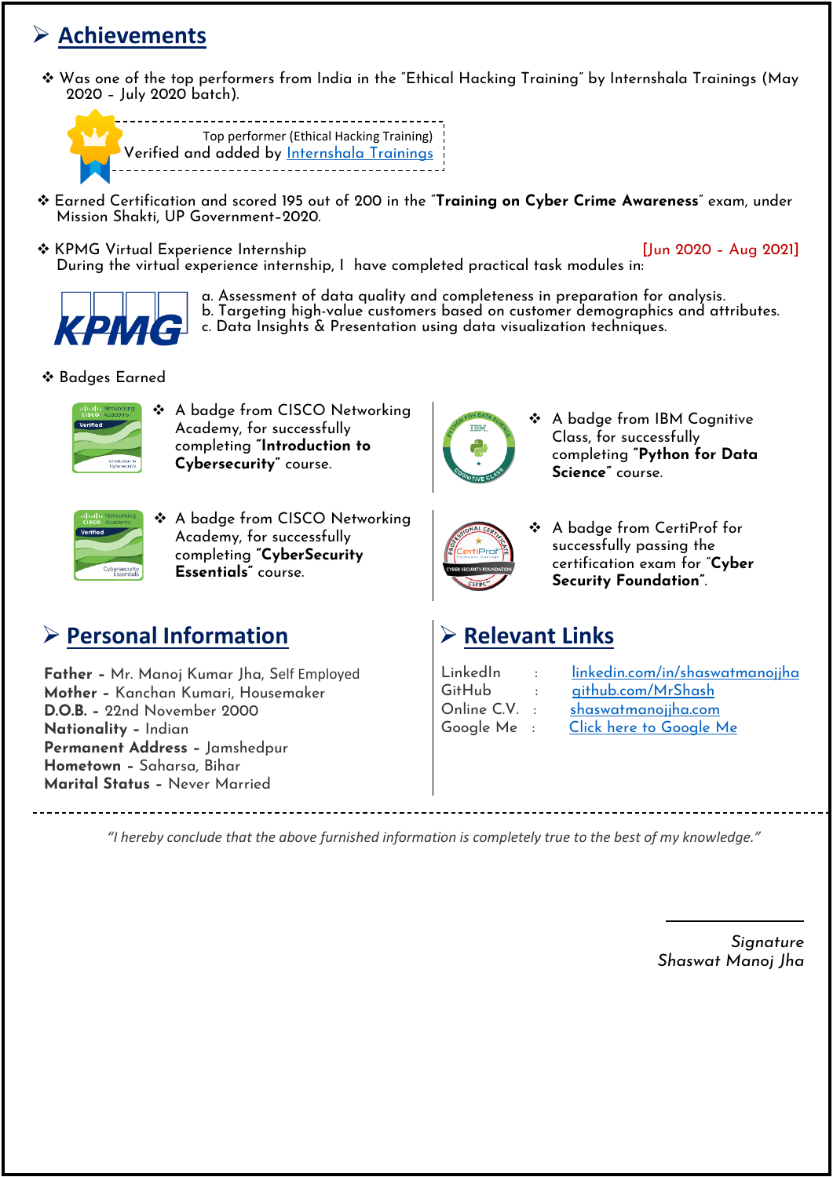## Achievements

- Was one of the top performers from India in the "Ethical Hacking Training" by Internshala Trainings (May 2020 – July 2020 batch).

  Top performer (Ethical Hacking Training)
  Verified and added by Internshala Trainings

- Earned Certification and scored 195 out of 200 in the "**Training on Cyber Crime Awareness**" exam, under Mission Shakti, UP Government-2020.

- KPMG Virtual Experience Internship [Jun 2020 – Aug 2021]
  During the virtual experience internship, I have completed practical task modules in:

  a. Assessment of data quality and completeness in preparation for analysis.
  b. Targeting high-value customers based on customer demographics and attributes.
  c. Data Insights & Presentation using data visualization techniques.

- Badges Earned
  - A badge from CISCO Networking Academy, for successfully completing "**Introduction to Cybersecurity**" course.
  - A badge from IBM Cognitive Class, for successfully completing "**Python for Data Science**" course.
  - A badge from CISCO Networking Academy, for successfully completing "**CyberSecurity Essentials**" course.
  - A badge from CertiProf for successfully passing the certification exam for "**Cyber Security Foundation**".

## Personal Information

**Father** - Mr. Manoj Kumar Jha, Self Employed
**Mother** - Kanchan Kumari, Housemaker
**D.O.B.** - 22nd November 2000
**Nationality** - Indian
**Permanent Address** - Jamshedpur
**Hometown** - Saharsa, Bihar
**Marital Status** - Never Married

## Relevant Links

LinkedIn : linkedin.com/in/shaswatmanojjha
GitHub : github.com/MrShash
Online C.V. : shaswatmanojjha.com
Google Me : Click here to Google Me

---

*"I hereby conclude that the above furnished information is completely true to the best of my knowledge."*

*Signature*
*Shaswat Manoj Jha*